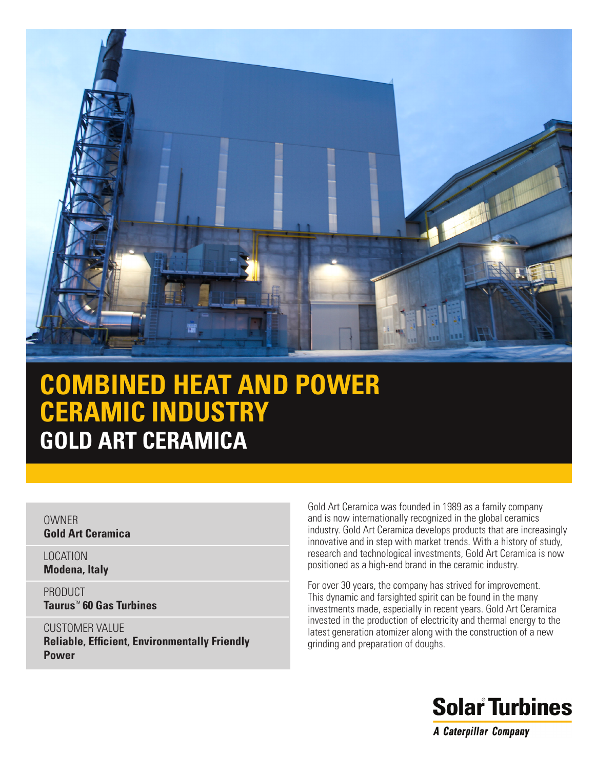# COMBINED HEAT AND POWER CERAMIC INDUSTRY

## GOLD ART CERAMICA

OWNER
**Gold Art Ceramica**

LOCATION
**Modena, Italy**

PRODUCT
**Taurus™ 60 Gas Turbines**

CUSTOMER VALUE
**Reliable, Efficient, Environmentally Friendly Power**

Gold Art Ceramica was founded in 1989 as a family company and is now internationally recognized in the global ceramics industry. Gold Art Ceramica develops products that are increasingly innovative and in step with market trends. With a history of study, research and technological investments, Gold Art Ceramica is now positioned as a high-end brand in the ceramic industry.

For over 30 years, the company has strived for improvement. This dynamic and farsighted spirit can be found in the many investments made, especially in recent years. Gold Art Ceramica invested in the production of electricity and thermal energy to the latest generation atomizer along with the construction of a new grinding and preparation of doughs.

**Solar® Turbines**
*A Caterpillar Company*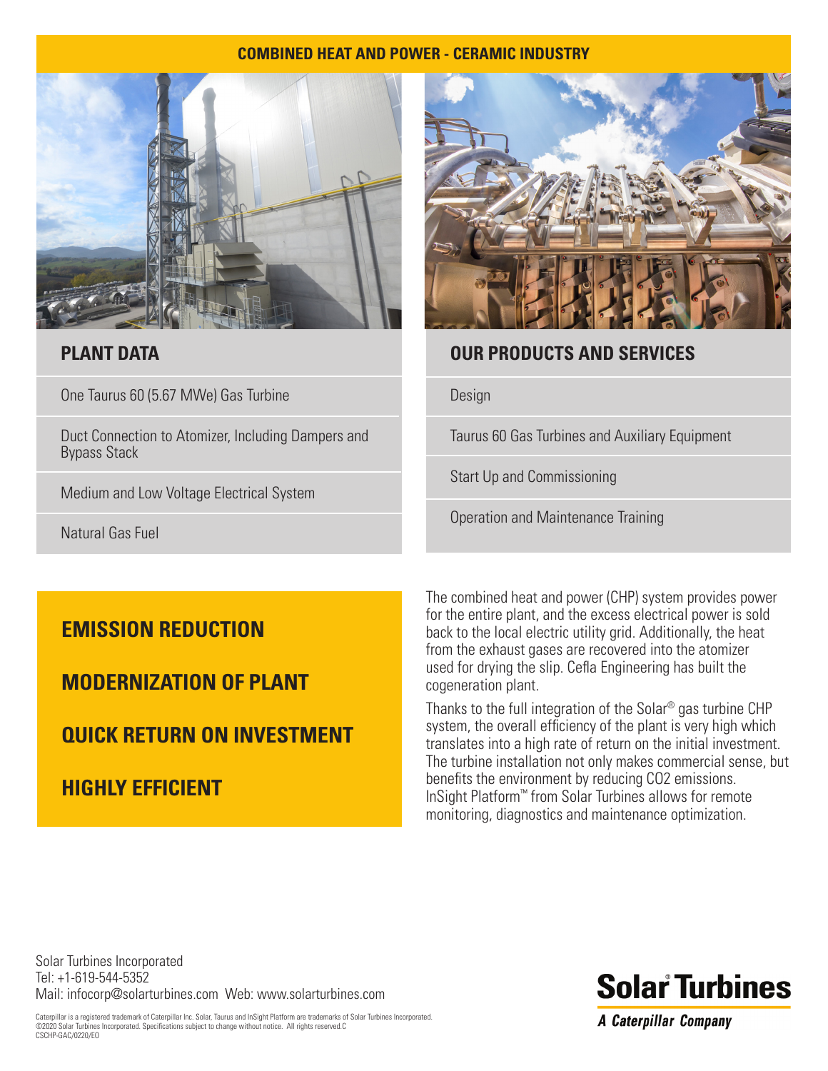## COMBINED HEAT AND POWER - CERAMIC INDUSTRY

### PLANT DATA

- One Taurus 60 (5.67 MWe) Gas Turbine
- Duct Connection to Atomizer, Including Dampers and Bypass Stack
- Medium and Low Voltage Electrical System
- Natural Gas Fuel

### OUR PRODUCTS AND SERVICES

- Design
- Taurus 60 Gas Turbines and Auxiliary Equipment
- Start Up and Commissioning
- Operation and Maintenance Training

**EMISSION REDUCTION**

**MODERNIZATION OF PLANT**

**QUICK RETURN ON INVESTMENT**

**HIGHLY EFFICIENT**

The combined heat and power (CHP) system provides power for the entire plant, and the excess electrical power is sold back to the local electric utility grid. Additionally, the heat from the exhaust gases are recovered into the atomizer used for drying the slip. Cefla Engineering has built the cogeneration plant.

Thanks to the full integration of the Solar® gas turbine CHP system, the overall efficiency of the plant is very high which translates into a high rate of return on the initial investment. The turbine installation not only makes commercial sense, but benefits the environment by reducing $CO_2$ emissions. InSight Platform™ from Solar Turbines allows for remote monitoring, diagnostics and maintenance optimization.

Solar Turbines Incorporated
Tel: +1-619-544-5352
Mail: infocorp@solarturbines.com Web: www.solarturbines.com

Caterpillar is a registered trademark of Caterpillar Inc. Solar, Taurus and InSight Platform are trademarks of Solar Turbines Incorporated.
©2020 Solar Turbines Incorporated. Specifications subject to change without notice. All rights reserved.C
CSCHP-GAC/0220/EO

**Solar® Turbines**
*A Caterpillar Company*